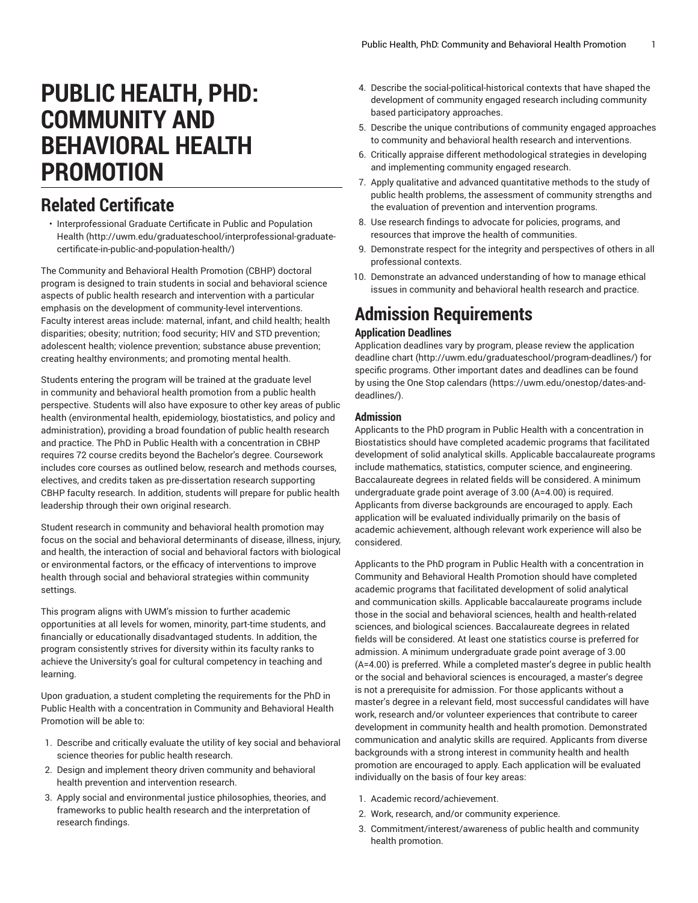# PUBLIC HEALTH, PHD: COMMUNITY AND BEHAVIORAL HEALTH PROMOTION

## Related Certificate

- Interprofessional Graduate Certificate in Public and Population Health (http://uwm.edu/graduateschool/interprofessional-graduate-certificate-in-public-and-population-health/)

The Community and Behavioral Health Promotion (CBHP) doctoral program is designed to train students in social and behavioral science aspects of public health research and intervention with a particular emphasis on the development of community-level interventions. Faculty interest areas include: maternal, infant, and child health; health disparities; obesity; nutrition; food security; HIV and STD prevention; adolescent health; violence prevention; substance abuse prevention; creating healthy environments; and promoting mental health.

Students entering the program will be trained at the graduate level in community and behavioral health promotion from a public health perspective. Students will also have exposure to other key areas of public health (environmental health, epidemiology, biostatistics, and policy and administration), providing a broad foundation of public health research and practice. The PhD in Public Health with a concentration in CBHP requires 72 course credits beyond the Bachelor's degree. Coursework includes core courses as outlined below, research and methods courses, electives, and credits taken as pre-dissertation research supporting CBHP faculty research. In addition, students will prepare for public health leadership through their own original research.

Student research in community and behavioral health promotion may focus on the social and behavioral determinants of disease, illness, injury, and health, the interaction of social and behavioral factors with biological or environmental factors, or the efficacy of interventions to improve health through social and behavioral strategies within community settings.

This program aligns with UWM's mission to further academic opportunities at all levels for women, minority, part-time students, and financially or educationally disadvantaged students. In addition, the program consistently strives for diversity within its faculty ranks to achieve the University's goal for cultural competency in teaching and learning.

Upon graduation, a student completing the requirements for the PhD in Public Health with a concentration in Community and Behavioral Health Promotion will be able to:

1. Describe and critically evaluate the utility of key social and behavioral science theories for public health research.
2. Design and implement theory driven community and behavioral health prevention and intervention research.
3. Apply social and environmental justice philosophies, theories, and frameworks to public health research and the interpretation of research findings.
4. Describe the social-political-historical contexts that have shaped the development of community engaged research including community based participatory approaches.
5. Describe the unique contributions of community engaged approaches to community and behavioral health research and interventions.
6. Critically appraise different methodological strategies in developing and implementing community engaged research.
7. Apply qualitative and advanced quantitative methods to the study of public health problems, the assessment of community strengths and the evaluation of prevention and intervention programs.
8. Use research findings to advocate for policies, programs, and resources that improve the health of communities.
9. Demonstrate respect for the integrity and perspectives of others in all professional contexts.
10. Demonstrate an advanced understanding of how to manage ethical issues in community and behavioral health research and practice.

## Admission Requirements

### Application Deadlines

Application deadlines vary by program, please review the application deadline chart (http://uwm.edu/graduateschool/program-deadlines/) for specific programs. Other important dates and deadlines can be found by using the One Stop calendars (https://uwm.edu/onestop/dates-and-deadlines/).

### Admission

Applicants to the PhD program in Public Health with a concentration in Biostatistics should have completed academic programs that facilitated development of solid analytical skills. Applicable baccalaureate programs include mathematics, statistics, computer science, and engineering. Baccalaureate degrees in related fields will be considered. A minimum undergraduate grade point average of 3.00 (A=4.00) is required. Applicants from diverse backgrounds are encouraged to apply. Each application will be evaluated individually primarily on the basis of academic achievement, although relevant work experience will also be considered.

Applicants to the PhD program in Public Health with a concentration in Community and Behavioral Health Promotion should have completed academic programs that facilitated development of solid analytical and communication skills. Applicable baccalaureate programs include those in the social and behavioral sciences, health and health-related sciences, and biological sciences. Baccalaureate degrees in related fields will be considered. At least one statistics course is preferred for admission. A minimum undergraduate grade point average of 3.00 (A=4.00) is preferred. While a completed master's degree in public health or the social and behavioral sciences is encouraged, a master's degree is not a prerequisite for admission. For those applicants without a master's degree in a relevant field, most successful candidates will have work, research and/or volunteer experiences that contribute to career development in community health and health promotion. Demonstrated communication and analytic skills are required. Applicants from diverse backgrounds with a strong interest in community health and health promotion are encouraged to apply. Each application will be evaluated individually on the basis of four key areas:

1. Academic record/achievement.
2. Work, research, and/or community experience.
3. Commitment/interest/awareness of public health and community health promotion.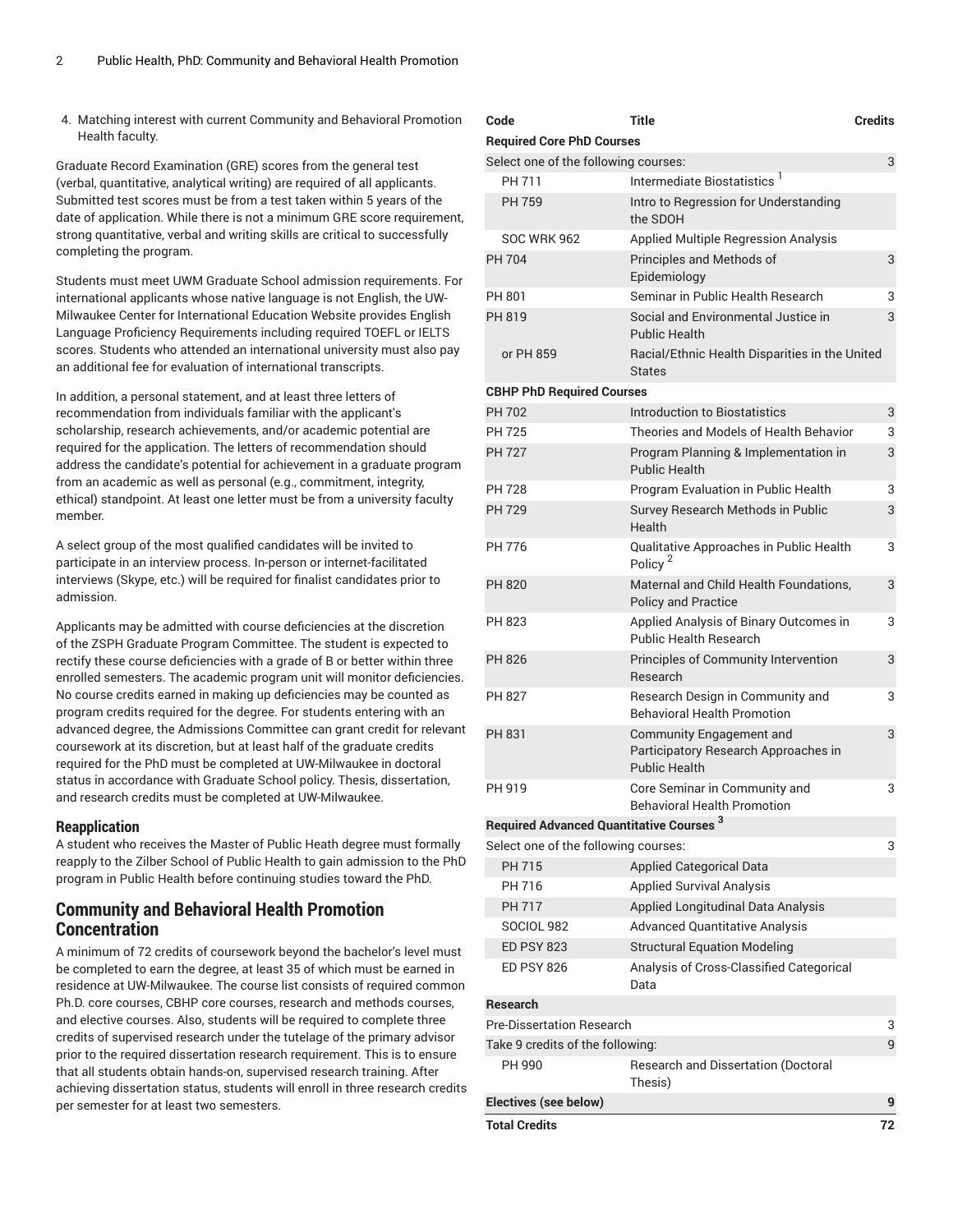4. Matching interest with current Community and Behavioral Promotion Health faculty.

Graduate Record Examination (GRE) scores from the general test (verbal, quantitative, analytical writing) are required of all applicants. Submitted test scores must be from a test taken within 5 years of the date of application. While there is not a minimum GRE score requirement, strong quantitative, verbal and writing skills are critical to successfully completing the program.

Students must meet UWM Graduate School admission requirements. For international applicants whose native language is not English, the UW-Milwaukee Center for International Education Website provides English Language Proficiency Requirements including required TOEFL or IELTS scores. Students who attended an international university must also pay an additional fee for evaluation of international transcripts.

In addition, a personal statement, and at least three letters of recommendation from individuals familiar with the applicant's scholarship, research achievements, and/or academic potential are required for the application. The letters of recommendation should address the candidate's potential for achievement in a graduate program from an academic as well as personal (e.g., commitment, integrity, ethical) standpoint. At least one letter must be from a university faculty member.

A select group of the most qualified candidates will be invited to participate in an interview process. In-person or internet-facilitated interviews (Skype, etc.) will be required for finalist candidates prior to admission.

Applicants may be admitted with course deficiencies at the discretion of the ZSPH Graduate Program Committee. The student is expected to rectify these course deficiencies with a grade of B or better within three enrolled semesters. The academic program unit will monitor deficiencies. No course credits earned in making up deficiencies may be counted as program credits required for the degree. For students entering with an advanced degree, the Admissions Committee can grant credit for relevant coursework at its discretion, but at least half of the graduate credits required for the PhD must be completed at UW-Milwaukee in doctoral status in accordance with Graduate School policy. Thesis, dissertation, and research credits must be completed at UW-Milwaukee.

### Reapplication

A student who receives the Master of Public Heath degree must formally reapply to the Zilber School of Public Health to gain admission to the PhD program in Public Health before continuing studies toward the PhD.

## Community and Behavioral Health Promotion Concentration

A minimum of 72 credits of coursework beyond the bachelor's level must be completed to earn the degree, at least 35 of which must be earned in residence at UW-Milwaukee. The course list consists of required common Ph.D. core courses, CBHP core courses, research and methods courses, and elective courses. Also, students will be required to complete three credits of supervised research under the tutelage of the primary advisor prior to the required dissertation research requirement. This is to ensure that all students obtain hands-on, supervised research training. After achieving dissertation status, students will enroll in three research credits per semester for at least two semesters.

| Code | Title | Credits |
|---|---|---|
| **Required Core PhD Courses** | | |
| Select one of the following courses: | | 3 |
| PH 711 | Intermediate Biostatistics [1] | |
| PH 759 | Intro to Regression for Understanding the SDOH | |
| SOC WRK 962 | Applied Multiple Regression Analysis | |
| PH 704 | Principles and Methods of Epidemiology | 3 |
| PH 801 | Seminar in Public Health Research | 3 |
| PH 819 | Social and Environmental Justice in Public Health | 3 |
| or PH 859 | Racial/Ethnic Health Disparities in the United States | |
| **CBHP PhD Required Courses** | | |
| PH 702 | Introduction to Biostatistics | 3 |
| PH 725 | Theories and Models of Health Behavior | 3 |
| PH 727 | Program Planning & Implementation in Public Health | 3 |
| PH 728 | Program Evaluation in Public Health | 3 |
| PH 729 | Survey Research Methods in Public Health | 3 |
| PH 776 | Qualitative Approaches in Public Health Policy [2] | 3 |
| PH 820 | Maternal and Child Health Foundations, Policy and Practice | 3 |
| PH 823 | Applied Analysis of Binary Outcomes in Public Health Research | 3 |
| PH 826 | Principles of Community Intervention Research | 3 |
| PH 827 | Research Design in Community and Behavioral Health Promotion | 3 |
| PH 831 | Community Engagement and Participatory Research Approaches in Public Health | 3 |
| PH 919 | Core Seminar in Community and Behavioral Health Promotion | 3 |
| **Required Advanced Quantitative Courses [3]** | | |
| Select one of the following courses: | | 3 |
| PH 715 | Applied Categorical Data | |
| PH 716 | Applied Survival Analysis | |
| PH 717 | Applied Longitudinal Data Analysis | |
| SOCIOL 982 | Advanced Quantitative Analysis | |
| ED PSY 823 | Structural Equation Modeling | |
| ED PSY 826 | Analysis of Cross-Classified Categorical Data | |
| **Research** | | |
| Pre-Dissertation Research | | 3 |
| Take 9 credits of the following: | | 9 |
| PH 990 | Research and Dissertation (Doctoral Thesis) | |
| **Electives (see below)** | | **9** |
| **Total Credits** | | **72** |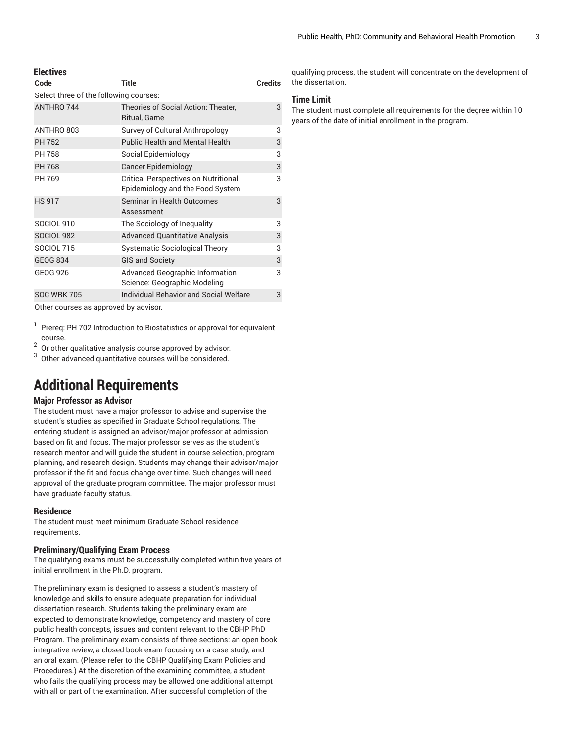### Electives

| Code | Title | Credits |
| --- | --- | --- |
| Select three of the following courses: | | |
| ANTHRO 744 | Theories of Social Action: Theater, Ritual, Game | 3 |
| ANTHRO 803 | Survey of Cultural Anthropology | 3 |
| PH 752 | Public Health and Mental Health | 3 |
| PH 758 | Social Epidemiology | 3 |
| PH 768 | Cancer Epidemiology | 3 |
| PH 769 | Critical Perspectives on Nutritional Epidemiology and the Food System | 3 |
| HS 917 | Seminar in Health Outcomes Assessment | 3 |
| SOCIOL 910 | The Sociology of Inequality | 3 |
| SOCIOL 982 | Advanced Quantitative Analysis | 3 |
| SOCIOL 715 | Systematic Sociological Theory | 3 |
| GEOG 834 | GIS and Society | 3 |
| GEOG 926 | Advanced Geographic Information Science: Geographic Modeling | 3 |
| SOC WRK 705 | Individual Behavior and Social Welfare | 3 |
| Other courses as approved by advisor. | | |

[1] Prereq: PH 702 Introduction to Biostatistics or approval for equivalent course.
[2] Or other qualitative analysis course approved by advisor.
[3] Other advanced quantitative courses will be considered.

# Additional Requirements

### Major Professor as Advisor

The student must have a major professor to advise and supervise the student's studies as specified in Graduate School regulations. The entering student is assigned an advisor/major professor at admission based on fit and focus. The major professor serves as the student's research mentor and will guide the student in course selection, program planning, and research design. Students may change their advisor/major professor if the fit and focus change over time. Such changes will need approval of the graduate program committee. The major professor must have graduate faculty status.

### Residence

The student must meet minimum Graduate School residence requirements.

### Preliminary/Qualifying Exam Process

The qualifying exams must be successfully completed within five years of initial enrollment in the Ph.D. program.

The preliminary exam is designed to assess a student's mastery of knowledge and skills to ensure adequate preparation for individual dissertation research. Students taking the preliminary exam are expected to demonstrate knowledge, competency and mastery of core public health concepts, issues and content relevant to the CBHP PhD Program. The preliminary exam consists of three sections: an open book integrative review, a closed book exam focusing on a case study, and an oral exam. (Please refer to the CBHP Qualifying Exam Policies and Procedures.) At the discretion of the examining committee, a student who fails the qualifying process may be allowed one additional attempt with all or part of the examination. After successful completion of the qualifying process, the student will concentrate on the development of the dissertation.

### Time Limit

The student must complete all requirements for the degree within 10 years of the date of initial enrollment in the program.